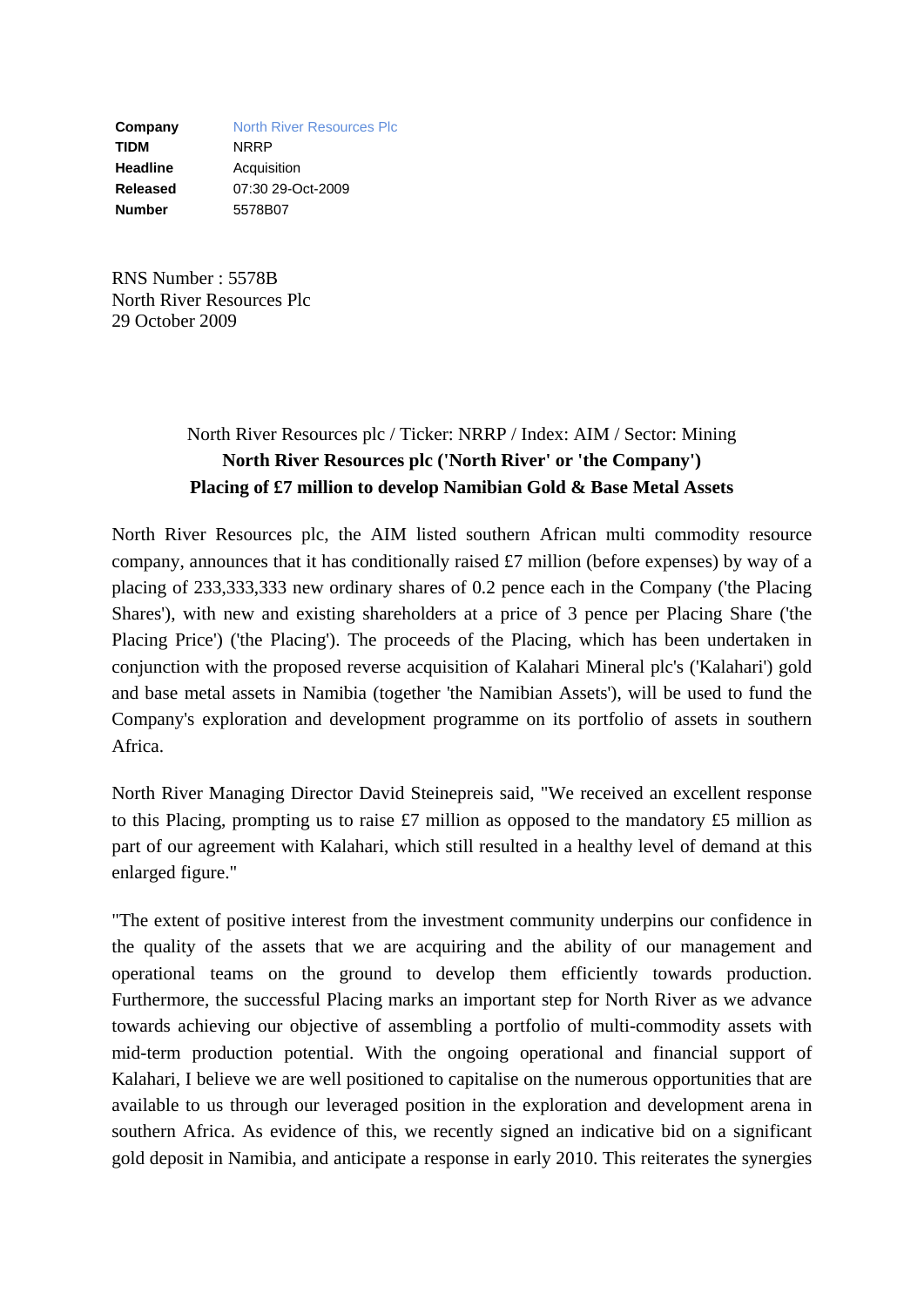| | |
|---|---|
| **Company** | North River Resources Plc |
| **TIDM** | NRRP |
| **Headline** | Acquisition |
| **Released** | 07:30 29-Oct-2009 |
| **Number** | 5578B07 |

RNS Number : 5578B
North River Resources Plc
29 October 2009

North River Resources plc / Ticker: NRRP / Index: AIM / Sector: Mining

**North River Resources plc ('North River' or 'the Company')**

**Placing of £7 million to develop Namibian Gold & Base Metal Assets**

North River Resources plc, the AIM listed southern African multi commodity resource company, announces that it has conditionally raised £7 million (before expenses) by way of a placing of 233,333,333 new ordinary shares of 0.2 pence each in the Company ('the Placing Shares'), with new and existing shareholders at a price of 3 pence per Placing Share ('the Placing Price') ('the Placing'). The proceeds of the Placing, which has been undertaken in conjunction with the proposed reverse acquisition of Kalahari Mineral plc's ('Kalahari') gold and base metal assets in Namibia (together 'the Namibian Assets'), will be used to fund the Company's exploration and development programme on its portfolio of assets in southern Africa.

North River Managing Director David Steinepreis said, "We received an excellent response to this Placing, prompting us to raise £7 million as opposed to the mandatory £5 million as part of our agreement with Kalahari, which still resulted in a healthy level of demand at this enlarged figure."

"The extent of positive interest from the investment community underpins our confidence in the quality of the assets that we are acquiring and the ability of our management and operational teams on the ground to develop them efficiently towards production. Furthermore, the successful Placing marks an important step for North River as we advance towards achieving our objective of assembling a portfolio of multi-commodity assets with mid-term production potential. With the ongoing operational and financial support of Kalahari, I believe we are well positioned to capitalise on the numerous opportunities that are available to us through our leveraged position in the exploration and development arena in southern Africa. As evidence of this, we recently signed an indicative bid on a significant gold deposit in Namibia, and anticipate a response in early 2010. This reiterates the synergies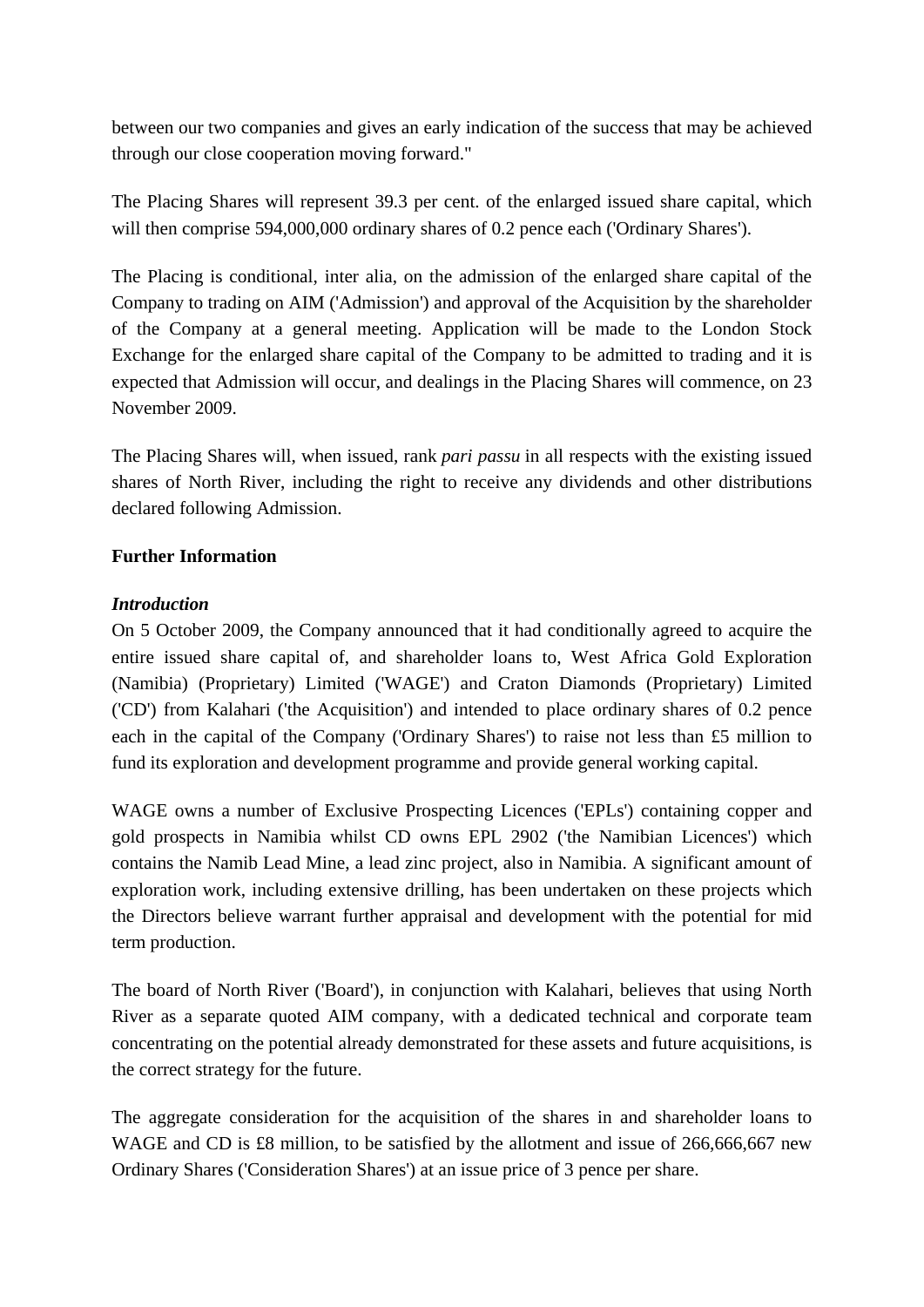between our two companies and gives an early indication of the success that may be achieved through our close cooperation moving forward."

The Placing Shares will represent 39.3 per cent. of the enlarged issued share capital, which will then comprise 594,000,000 ordinary shares of 0.2 pence each ('Ordinary Shares').

The Placing is conditional, inter alia, on the admission of the enlarged share capital of the Company to trading on AIM ('Admission') and approval of the Acquisition by the shareholder of the Company at a general meeting. Application will be made to the London Stock Exchange for the enlarged share capital of the Company to be admitted to trading and it is expected that Admission will occur, and dealings in the Placing Shares will commence, on 23 November 2009.

The Placing Shares will, when issued, rank *pari passu* in all respects with the existing issued shares of North River, including the right to receive any dividends and other distributions declared following Admission.

**Further Information**

***Introduction***

On 5 October 2009, the Company announced that it had conditionally agreed to acquire the entire issued share capital of, and shareholder loans to, West Africa Gold Exploration (Namibia) (Proprietary) Limited ('WAGE') and Craton Diamonds (Proprietary) Limited ('CD') from Kalahari ('the Acquisition') and intended to place ordinary shares of 0.2 pence each in the capital of the Company ('Ordinary Shares') to raise not less than £5 million to fund its exploration and development programme and provide general working capital.

WAGE owns a number of Exclusive Prospecting Licences ('EPLs') containing copper and gold prospects in Namibia whilst CD owns EPL 2902 ('the Namibian Licences') which contains the Namib Lead Mine, a lead zinc project, also in Namibia. A significant amount of exploration work, including extensive drilling, has been undertaken on these projects which the Directors believe warrant further appraisal and development with the potential for mid term production.

The board of North River ('Board'), in conjunction with Kalahari, believes that using North River as a separate quoted AIM company, with a dedicated technical and corporate team concentrating on the potential already demonstrated for these assets and future acquisitions, is the correct strategy for the future.

The aggregate consideration for the acquisition of the shares in and shareholder loans to WAGE and CD is £8 million, to be satisfied by the allotment and issue of 266,666,667 new Ordinary Shares ('Consideration Shares') at an issue price of 3 pence per share.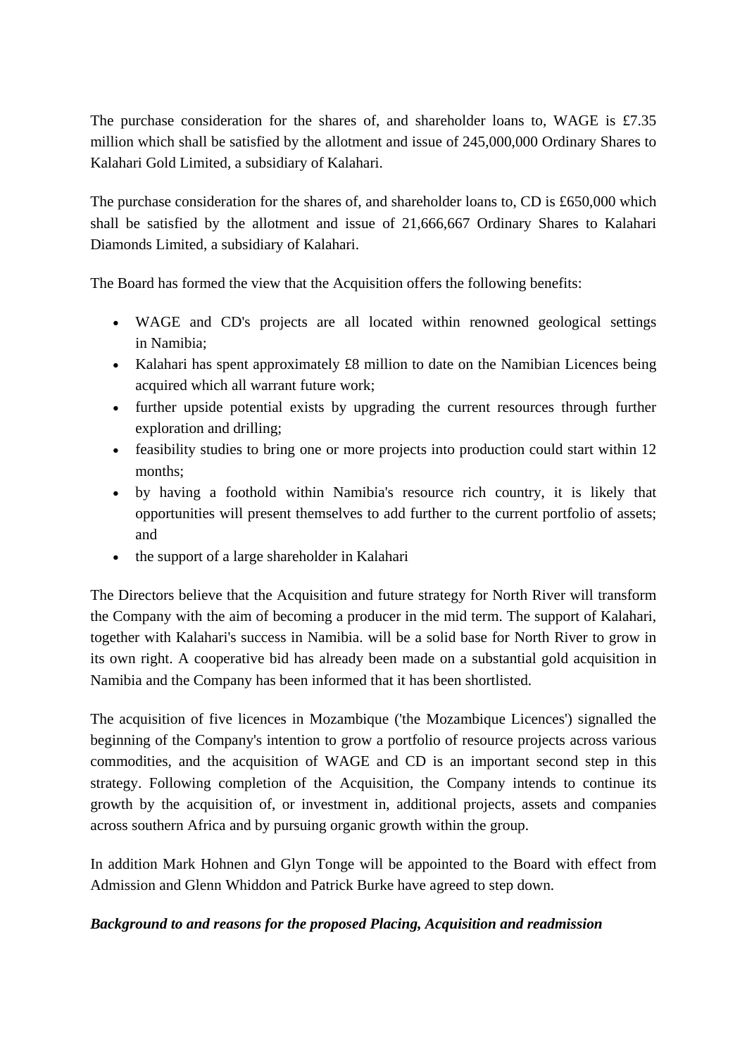The purchase consideration for the shares of, and shareholder loans to, WAGE is £7.35 million which shall be satisfied by the allotment and issue of 245,000,000 Ordinary Shares to Kalahari Gold Limited, a subsidiary of Kalahari.

The purchase consideration for the shares of, and shareholder loans to, CD is £650,000 which shall be satisfied by the allotment and issue of 21,666,667 Ordinary Shares to Kalahari Diamonds Limited, a subsidiary of Kalahari.

The Board has formed the view that the Acquisition offers the following benefits:

- WAGE and CD's projects are all located within renowned geological settings in Namibia;
- Kalahari has spent approximately £8 million to date on the Namibian Licences being acquired which all warrant future work;
- further upside potential exists by upgrading the current resources through further exploration and drilling;
- feasibility studies to bring one or more projects into production could start within 12 months;
- by having a foothold within Namibia's resource rich country, it is likely that opportunities will present themselves to add further to the current portfolio of assets; and
- the support of a large shareholder in Kalahari

The Directors believe that the Acquisition and future strategy for North River will transform the Company with the aim of becoming a producer in the mid term. The support of Kalahari, together with Kalahari's success in Namibia. will be a solid base for North River to grow in its own right. A cooperative bid has already been made on a substantial gold acquisition in Namibia and the Company has been informed that it has been shortlisted.

The acquisition of five licences in Mozambique ('the Mozambique Licences') signalled the beginning of the Company's intention to grow a portfolio of resource projects across various commodities, and the acquisition of WAGE and CD is an important second step in this strategy. Following completion of the Acquisition, the Company intends to continue its growth by the acquisition of, or investment in, additional projects, assets and companies across southern Africa and by pursuing organic growth within the group.

In addition Mark Hohnen and Glyn Tonge will be appointed to the Board with effect from Admission and Glenn Whiddon and Patrick Burke have agreed to step down.

***Background to and reasons for the proposed Placing, Acquisition and readmission***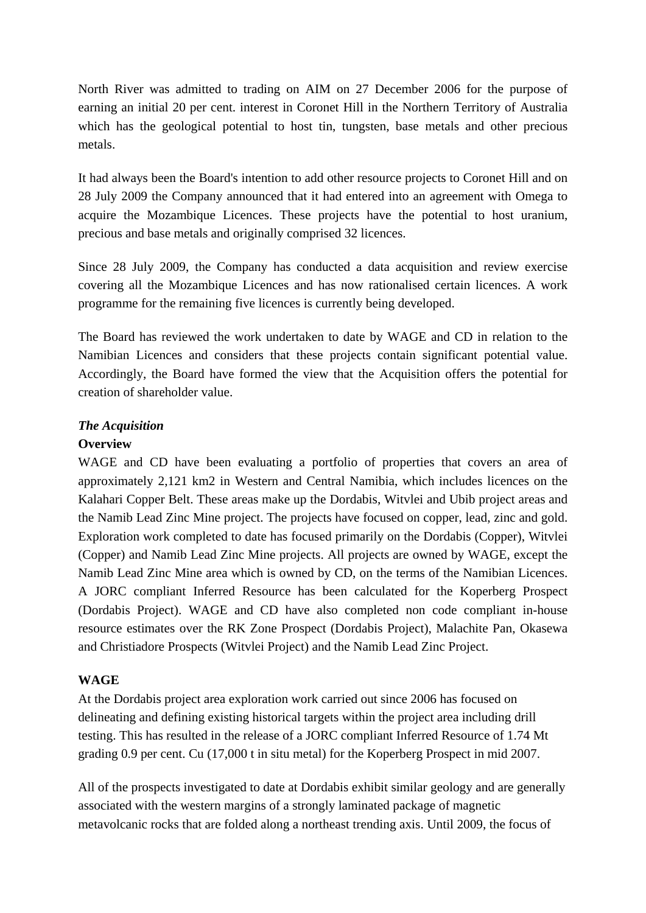North River was admitted to trading on AIM on 27 December 2006 for the purpose of earning an initial 20 per cent. interest in Coronet Hill in the Northern Territory of Australia which has the geological potential to host tin, tungsten, base metals and other precious metals.

It had always been the Board's intention to add other resource projects to Coronet Hill and on 28 July 2009 the Company announced that it had entered into an agreement with Omega to acquire the Mozambique Licences. These projects have the potential to host uranium, precious and base metals and originally comprised 32 licences.

Since 28 July 2009, the Company has conducted a data acquisition and review exercise covering all the Mozambique Licences and has now rationalised certain licences. A work programme for the remaining five licences is currently being developed.

The Board has reviewed the work undertaken to date by WAGE and CD in relation to the Namibian Licences and considers that these projects contain significant potential value. Accordingly, the Board have formed the view that the Acquisition offers the potential for creation of shareholder value.

***The Acquisition***

**Overview**

WAGE and CD have been evaluating a portfolio of properties that covers an area of approximately 2,121 km2 in Western and Central Namibia, which includes licences on the Kalahari Copper Belt. These areas make up the Dordabis, Witvlei and Ubib project areas and the Namib Lead Zinc Mine project. The projects have focused on copper, lead, zinc and gold. Exploration work completed to date has focused primarily on the Dordabis (Copper), Witvlei (Copper) and Namib Lead Zinc Mine projects. All projects are owned by WAGE, except the Namib Lead Zinc Mine area which is owned by CD, on the terms of the Namibian Licences. A JORC compliant Inferred Resource has been calculated for the Koperberg Prospect (Dordabis Project). WAGE and CD have also completed non code compliant in-house resource estimates over the RK Zone Prospect (Dordabis Project), Malachite Pan, Okasewa and Christiadore Prospects (Witvlei Project) and the Namib Lead Zinc Project.

**WAGE**

At the Dordabis project area exploration work carried out since 2006 has focused on delineating and defining existing historical targets within the project area including drill testing. This has resulted in the release of a JORC compliant Inferred Resource of 1.74 Mt grading 0.9 per cent. Cu (17,000 t in situ metal) for the Koperberg Prospect in mid 2007.

All of the prospects investigated to date at Dordabis exhibit similar geology and are generally associated with the western margins of a strongly laminated package of magnetic metavolcanic rocks that are folded along a northeast trending axis. Until 2009, the focus of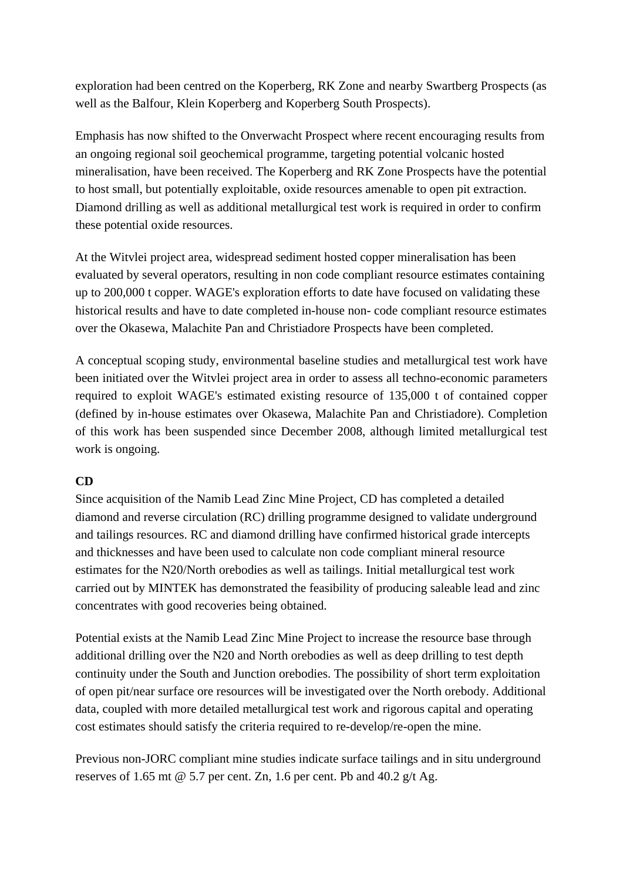exploration had been centred on the Koperberg, RK Zone and nearby Swartberg Prospects (as well as the Balfour, Klein Koperberg and Koperberg South Prospects).

Emphasis has now shifted to the Onverwacht Prospect where recent encouraging results from an ongoing regional soil geochemical programme, targeting potential volcanic hosted mineralisation, have been received. The Koperberg and RK Zone Prospects have the potential to host small, but potentially exploitable, oxide resources amenable to open pit extraction. Diamond drilling as well as additional metallurgical test work is required in order to confirm these potential oxide resources.

At the Witvlei project area, widespread sediment hosted copper mineralisation has been evaluated by several operators, resulting in non code compliant resource estimates containing up to 200,000 t copper. WAGE's exploration efforts to date have focused on validating these historical results and have to date completed in-house non- code compliant resource estimates over the Okasewa, Malachite Pan and Christiadore Prospects have been completed.

A conceptual scoping study, environmental baseline studies and metallurgical test work have been initiated over the Witvlei project area in order to assess all techno-economic parameters required to exploit WAGE's estimated existing resource of 135,000 t of contained copper (defined by in-house estimates over Okasewa, Malachite Pan and Christiadore). Completion of this work has been suspended since December 2008, although limited metallurgical test work is ongoing.

**CD**

Since acquisition of the Namib Lead Zinc Mine Project, CD has completed a detailed diamond and reverse circulation (RC) drilling programme designed to validate underground and tailings resources. RC and diamond drilling have confirmed historical grade intercepts and thicknesses and have been used to calculate non code compliant mineral resource estimates for the N20/North orebodies as well as tailings. Initial metallurgical test work carried out by MINTEK has demonstrated the feasibility of producing saleable lead and zinc concentrates with good recoveries being obtained.

Potential exists at the Namib Lead Zinc Mine Project to increase the resource base through additional drilling over the N20 and North orebodies as well as deep drilling to test depth continuity under the South and Junction orebodies. The possibility of short term exploitation of open pit/near surface ore resources will be investigated over the North orebody. Additional data, coupled with more detailed metallurgical test work and rigorous capital and operating cost estimates should satisfy the criteria required to re-develop/re-open the mine.

Previous non-JORC compliant mine studies indicate surface tailings and in situ underground reserves of 1.65 mt @ 5.7 per cent. Zn, 1.6 per cent. Pb and 40.2 g/t Ag.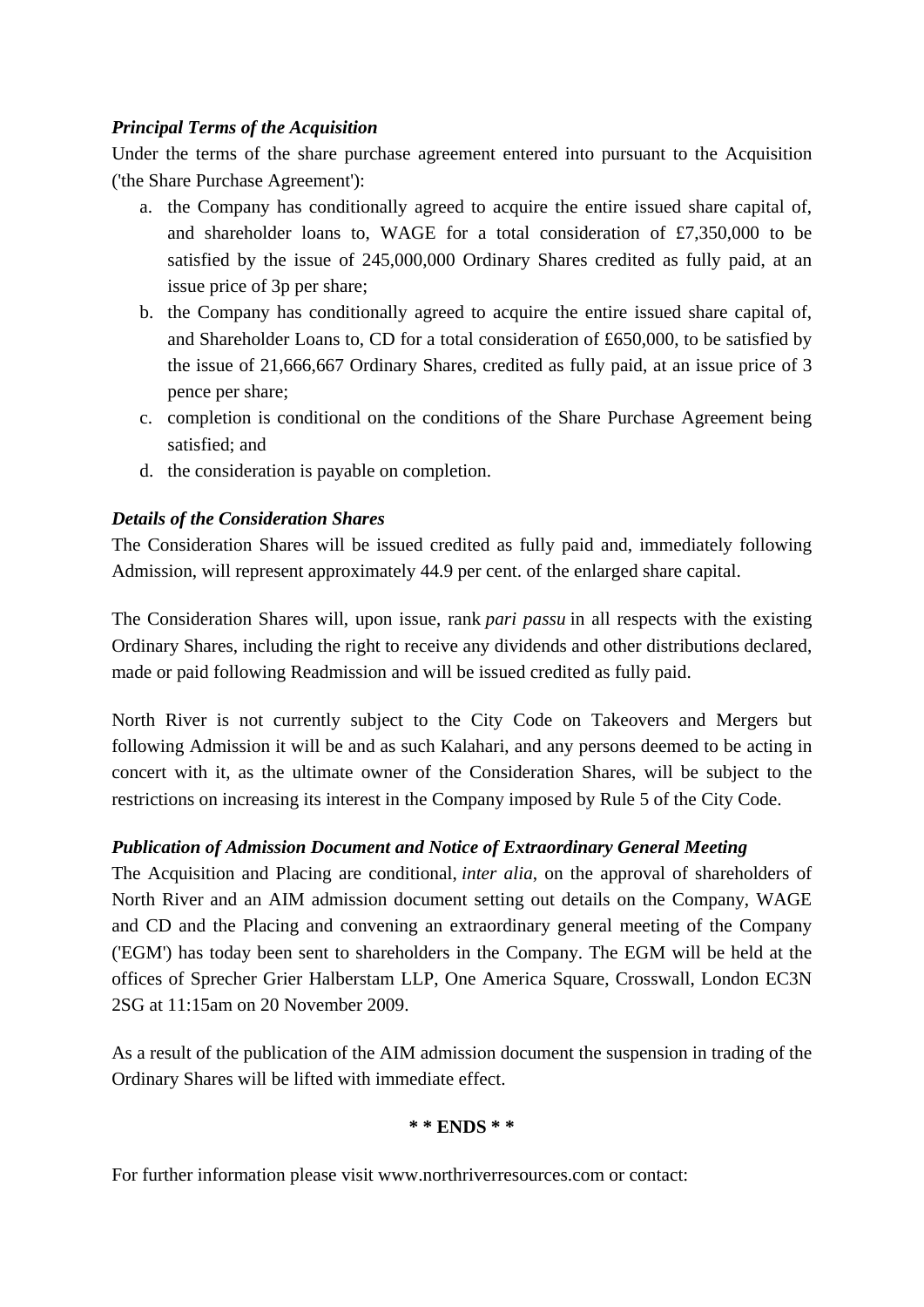***Principal Terms of the Acquisition***

Under the terms of the share purchase agreement entered into pursuant to the Acquisition ('the Share Purchase Agreement'):

a. the Company has conditionally agreed to acquire the entire issued share capital of, and shareholder loans to, WAGE for a total consideration of £7,350,000 to be satisfied by the issue of 245,000,000 Ordinary Shares credited as fully paid, at an issue price of 3p per share;
b. the Company has conditionally agreed to acquire the entire issued share capital of, and Shareholder Loans to, CD for a total consideration of £650,000, to be satisfied by the issue of 21,666,667 Ordinary Shares, credited as fully paid, at an issue price of 3 pence per share;
c. completion is conditional on the conditions of the Share Purchase Agreement being satisfied; and
d. the consideration is payable on completion.

***Details of the Consideration Shares***

The Consideration Shares will be issued credited as fully paid and, immediately following Admission, will represent approximately 44.9 per cent. of the enlarged share capital.

The Consideration Shares will, upon issue, rank *pari passu* in all respects with the existing Ordinary Shares, including the right to receive any dividends and other distributions declared, made or paid following Readmission and will be issued credited as fully paid.

North River is not currently subject to the City Code on Takeovers and Mergers but following Admission it will be and as such Kalahari, and any persons deemed to be acting in concert with it, as the ultimate owner of the Consideration Shares, will be subject to the restrictions on increasing its interest in the Company imposed by Rule 5 of the City Code.

***Publication of Admission Document and Notice of Extraordinary General Meeting***

The Acquisition and Placing are conditional, *inter alia*, on the approval of shareholders of North River and an AIM admission document setting out details on the Company, WAGE and CD and the Placing and convening an extraordinary general meeting of the Company ('EGM') has today been sent to shareholders in the Company. The EGM will be held at the offices of Sprecher Grier Halberstam LLP, One America Square, Crosswall, London EC3N 2SG at 11:15am on 20 November 2009.

As a result of the publication of the AIM admission document the suspension in trading of the Ordinary Shares will be lifted with immediate effect.

**\* \* ENDS \* \***

For further information please visit www.northriverresources.com or contact: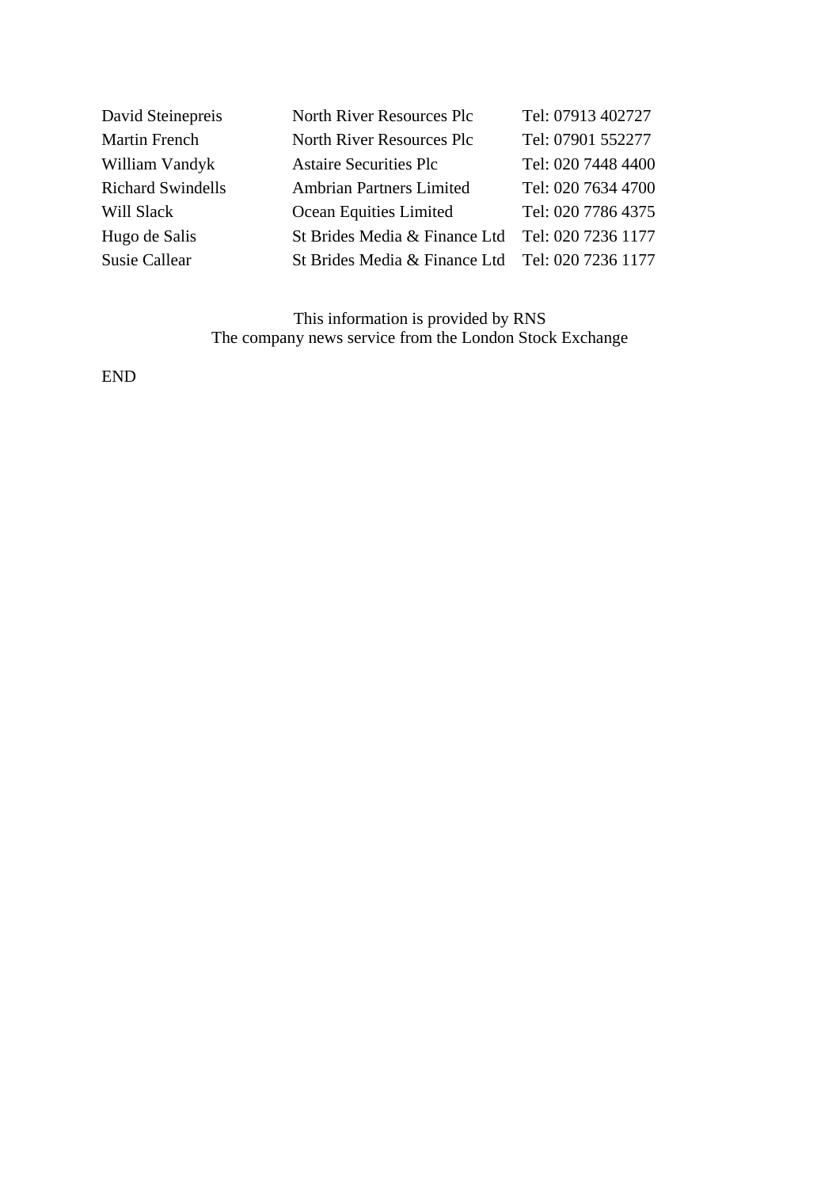| | | |
|---|---|---|
| David Steinepreis | North River Resources Plc | Tel: 07913 402727 |
| Martin French | North River Resources Plc | Tel: 07901 552277 |
| William Vandyk | Astaire Securities Plc | Tel: 020 7448 4400 |
| Richard Swindells | Ambrian Partners Limited | Tel: 020 7634 4700 |
| Will Slack | Ocean Equities Limited | Tel: 020 7786 4375 |
| Hugo de Salis | St Brides Media & Finance Ltd | Tel: 020 7236 1177 |
| Susie Callear | St Brides Media & Finance Ltd | Tel: 020 7236 1177 |

This information is provided by RNS
The company news service from the London Stock Exchange

END